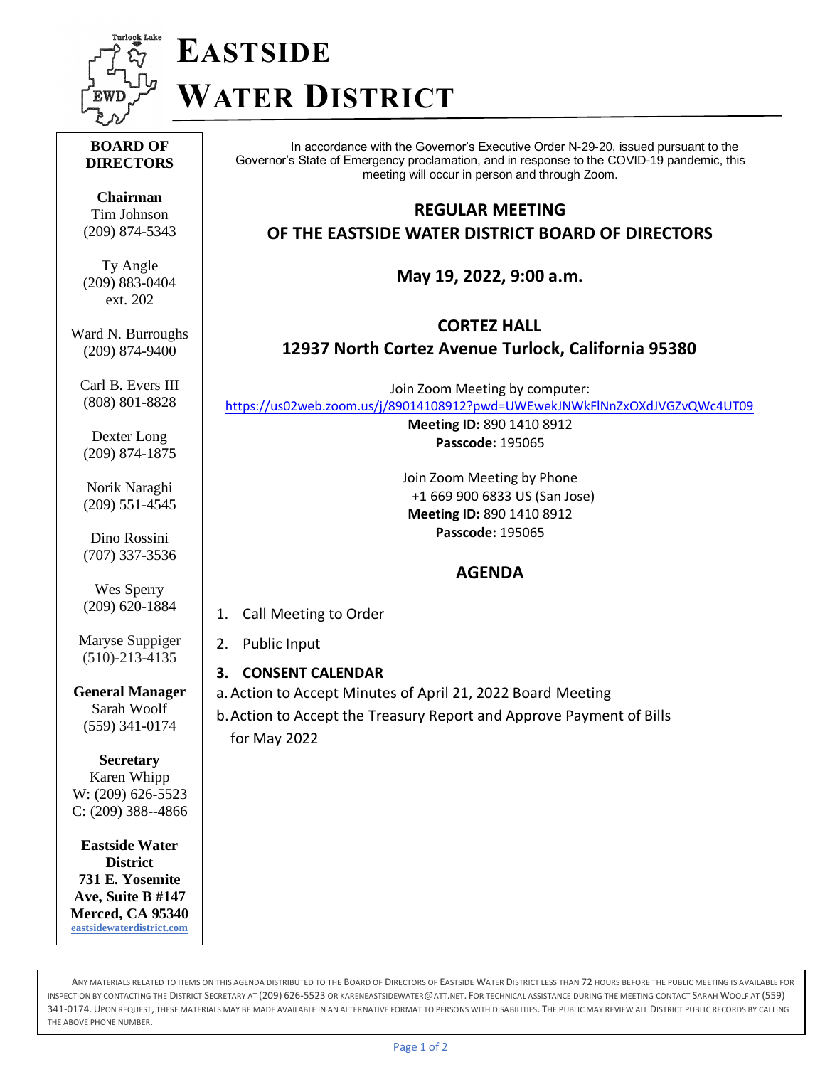# EASTSIDE WATER DISTRICT

**BOARD OF DIRECTORS**

**Chairman**
Tim Johnson
(209) 874-5343

Ty Angle
(209) 883-0404
ext. 202

Ward N. Burroughs
(209) 874-9400

Carl B. Evers III
(808) 801-8828

Dexter Long
(209) 874-1875

Norik Naraghi
(209) 551-4545

Dino Rossini
(707) 337-3536

Wes Sperry
(209) 620-1884

Maryse Suppiger
(510)-213-4135

**General Manager**
Sarah Woolf
(559) 341-0174

**Secretary**
Karen Whipp
W: (209) 626-5523
C: (209) 388--4866

**Eastside Water District**
**731 E. Yosemite Ave, Suite B #147**
**Merced, CA 95340**
eastsidewaterdistrict.com

In accordance with the Governor's Executive Order N-29-20, issued pursuant to the Governor's State of Emergency proclamation, and in response to the COVID-19 pandemic, this meeting will occur in person and through Zoom.

## REGULAR MEETING OF THE EASTSIDE WATER DISTRICT BOARD OF DIRECTORS

**May 19, 2022, 9:00 a.m.**

**CORTEZ HALL**
**12937 North Cortez Avenue Turlock, California 95380**

Join Zoom Meeting by computer:
https://us02web.zoom.us/j/89014108912?pwd=UWEwekJNWkFlNnZxOXdJVGZvQWc4UT09
**Meeting ID:** 890 1410 8912
**Passcode:** 195065

Join Zoom Meeting by Phone
+1 669 900 6833 US (San Jose)
**Meeting ID:** 890 1410 8912
**Passcode:** 195065

## AGENDA

1. Call Meeting to Order
2. Public Input
3. **CONSENT CALENDAR**
   a. Action to Accept Minutes of April 21, 2022 Board Meeting
   b. Action to Accept the Treasury Report and Approve Payment of Bills for May 2022

ANY MATERIALS RELATED TO ITEMS ON THIS AGENDA DISTRIBUTED TO THE BOARD OF DIRECTORS OF EASTSIDE WATER DISTRICT LESS THAN 72 HOURS BEFORE THE PUBLIC MEETING IS AVAILABLE FOR INSPECTION BY CONTACTING THE DISTRICT SECRETARY AT (209) 626-5523 OR KARENEASTSIDEWATER@ATT.NET. FOR TECHNICAL ASSISTANCE DURING THE MEETING CONTACT SARAH WOOLF AT (559) 341-0174. UPON REQUEST, THESE MATERIALS MAY BE MADE AVAILABLE IN AN ALTERNATIVE FORMAT TO PERSONS WITH DISABILITIES. THE PUBLIC MAY REVIEW ALL DISTRICT PUBLIC RECORDS BY CALLING THE ABOVE PHONE NUMBER.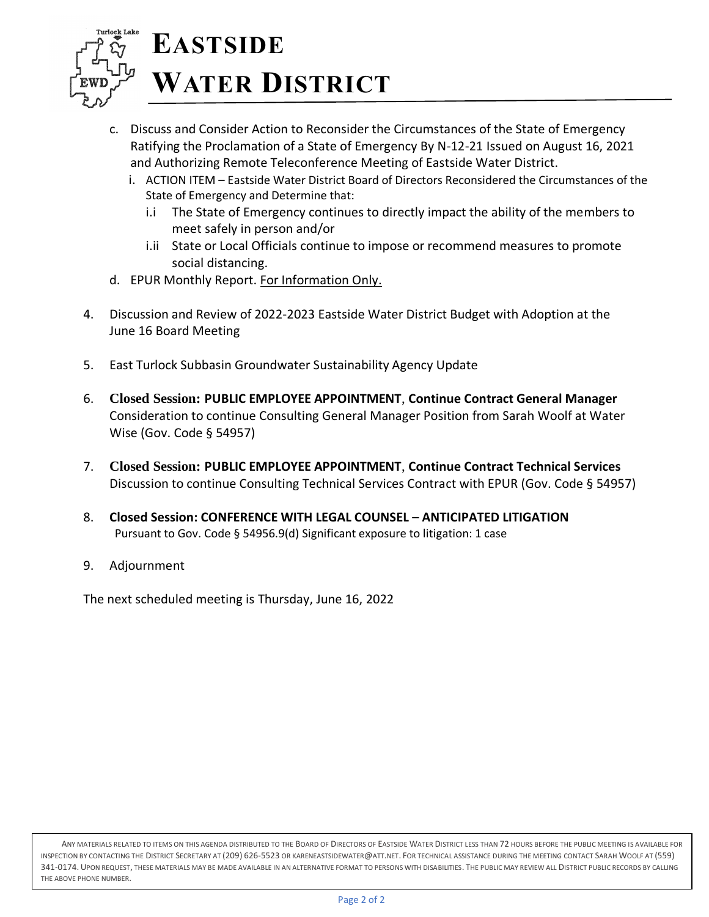# EASTSIDE WATER DISTRICT

   c. Discuss and Consider Action to Reconsider the Circumstances of the State of Emergency Ratifying the Proclamation of a State of Emergency By N-12-21 Issued on August 16, 2021 and Authorizing Remote Teleconference Meeting of Eastside Water District.
      i. ACTION ITEM – Eastside Water District Board of Directors Reconsidered the Circumstances of the State of Emergency and Determine that:
         i.i The State of Emergency continues to directly impact the ability of the members to meet safely in person and/or
         i.ii State or Local Officials continue to impose or recommend measures to promote social distancing.
   d. EPUR Monthly Report. For Information Only.

4. Discussion and Review of 2022-2023 Eastside Water District Budget with Adoption at the June 16 Board Meeting

5. East Turlock Subbasin Groundwater Sustainability Agency Update

6. **Closed Session: PUBLIC EMPLOYEE APPOINTMENT**, **Continue Contract General Manager** Consideration to continue Consulting General Manager Position from Sarah Woolf at Water Wise (Gov. Code § 54957)

7. **Closed Session: PUBLIC EMPLOYEE APPOINTMENT**, **Continue Contract Technical Services** Discussion to continue Consulting Technical Services Contract with EPUR (Gov. Code § 54957)

8. **Closed Session: CONFERENCE WITH LEGAL COUNSEL** – **ANTICIPATED LITIGATION** Pursuant to Gov. Code § 54956.9(d) Significant exposure to litigation: 1 case

9. Adjournment

The next scheduled meeting is Thursday, June 16, 2022

ANY MATERIALS RELATED TO ITEMS ON THIS AGENDA DISTRIBUTED TO THE BOARD OF DIRECTORS OF EASTSIDE WATER DISTRICT LESS THAN 72 HOURS BEFORE THE PUBLIC MEETING IS AVAILABLE FOR INSPECTION BY CONTACTING THE DISTRICT SECRETARY AT (209) 626-5523 OR KARENEASTSIDEWATER@ATT.NET. FOR TECHNICAL ASSISTANCE DURING THE MEETING CONTACT SARAH WOOLF AT (559) 341-0174. UPON REQUEST, THESE MATERIALS MAY BE MADE AVAILABLE IN AN ALTERNATIVE FORMAT TO PERSONS WITH DISABILITIES. THE PUBLIC MAY REVIEW ALL DISTRICT PUBLIC RECORDS BY CALLING THE ABOVE PHONE NUMBER.